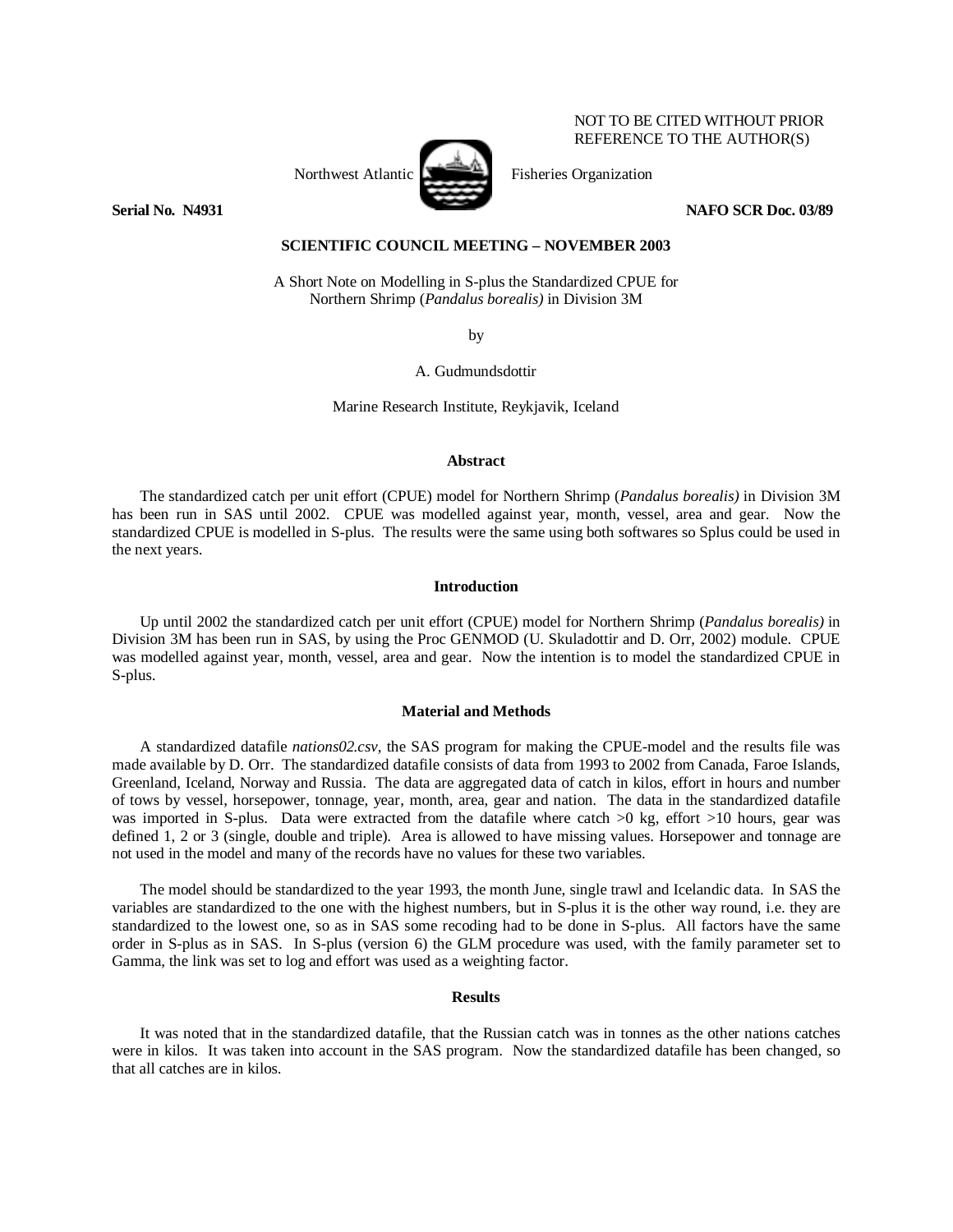NOT TO BE CITED WITHOUT PRIOR REFERENCE TO THE AUTHOR(S)

Northwest Atlantic Fisheries Organization

**Serial No. N4931** **NAFO SCR Doc. 03/89**

**SCIENTIFIC COUNCIL MEETING – NOVEMBER 2003**

A Short Note on Modelling in S-plus the Standardized CPUE for Northern Shrimp (*Pandalus borealis)* in Division 3M

by

A. Gudmundsdottir

Marine Research Institute, Reykjavik, Iceland

## Abstract

The standardized catch per unit effort (CPUE) model for Northern Shrimp (*Pandalus borealis)* in Division 3M has been run in SAS until 2002. CPUE was modelled against year, month, vessel, area and gear. Now the standardized CPUE is modelled in S-plus. The results were the same using both softwares so Splus could be used in the next years.

## Introduction

Up until 2002 the standardized catch per unit effort (CPUE) model for Northern Shrimp (*Pandalus borealis)* in Division 3M has been run in SAS, by using the Proc GENMOD (U. Skuladottir and D. Orr, 2002) module. CPUE was modelled against year, month, vessel, area and gear. Now the intention is to model the standardized CPUE in S-plus.

## Material and Methods

A standardized datafile *nations02.csv*, the SAS program for making the CPUE-model and the results file was made available by D. Orr. The standardized datafile consists of data from 1993 to 2002 from Canada, Faroe Islands, Greenland, Iceland, Norway and Russia. The data are aggregated data of catch in kilos, effort in hours and number of tows by vessel, horsepower, tonnage, year, month, area, gear and nation. The data in the standardized datafile was imported in S-plus. Data were extracted from the datafile where catch >0 kg, effort >10 hours, gear was defined 1, 2 or 3 (single, double and triple). Area is allowed to have missing values. Horsepower and tonnage are not used in the model and many of the records have no values for these two variables.

The model should be standardized to the year 1993, the month June, single trawl and Icelandic data. In SAS the variables are standardized to the one with the highest numbers, but in S-plus it is the other way round, i.e. they are standardized to the lowest one, so as in SAS some recoding had to be done in S-plus. All factors have the same order in S-plus as in SAS. In S-plus (version 6) the GLM procedure was used, with the family parameter set to Gamma, the link was set to log and effort was used as a weighting factor.

## Results

It was noted that in the standardized datafile, that the Russian catch was in tonnes as the other nations catches were in kilos. It was taken into account in the SAS program. Now the standardized datafile has been changed, so that all catches are in kilos.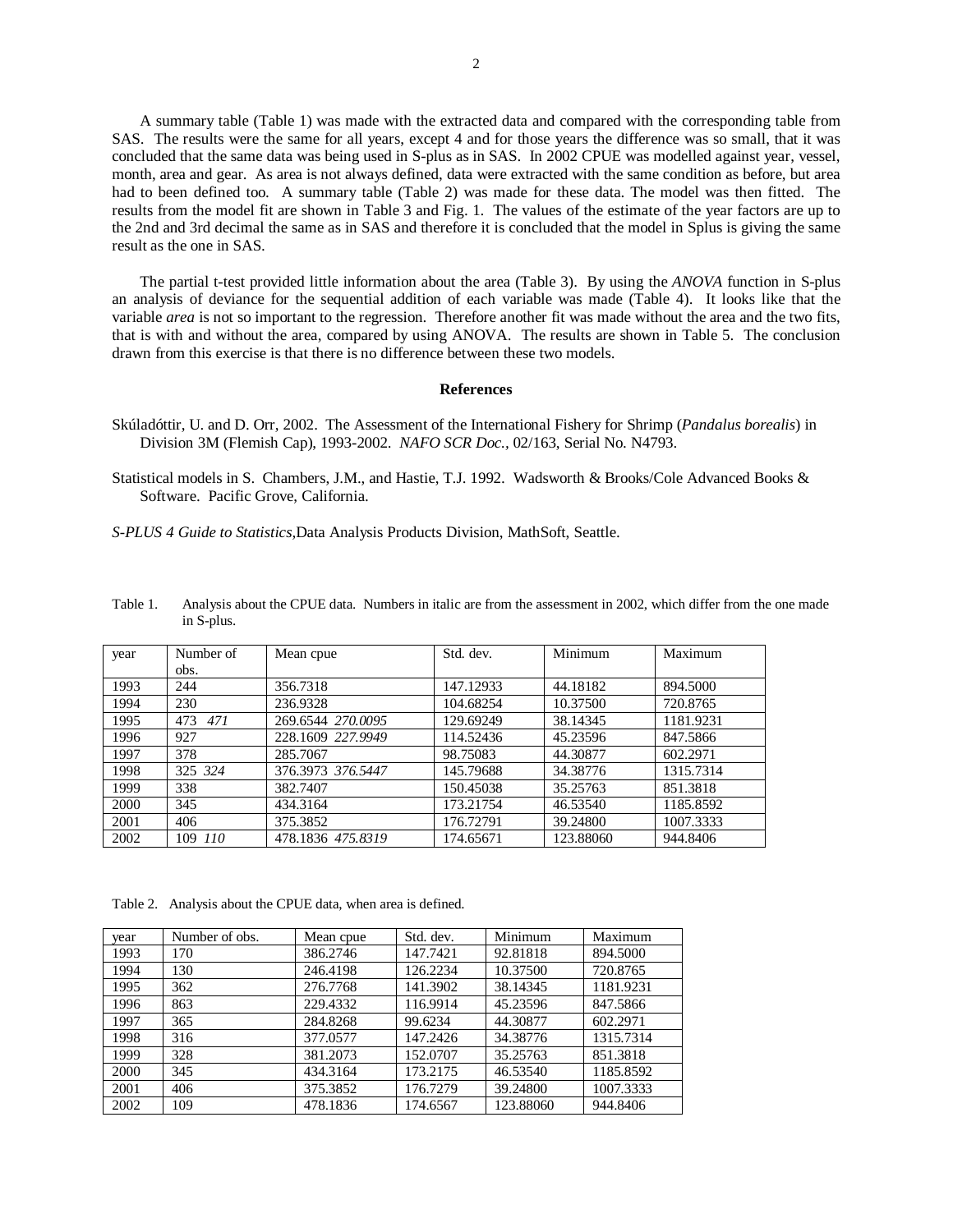A summary table (Table 1) was made with the extracted data and compared with the corresponding table from SAS. The results were the same for all years, except 4 and for those years the difference was so small, that it was concluded that the same data was being used in S-plus as in SAS. In 2002 CPUE was modelled against year, vessel, month, area and gear. As area is not always defined, data were extracted with the same condition as before, but area had to been defined too. A summary table (Table 2) was made for these data. The model was then fitted. The results from the model fit are shown in Table 3 and Fig. 1. The values of the estimate of the year factors are up to the 2nd and 3rd decimal the same as in SAS and therefore it is concluded that the model in Splus is giving the same result as the one in SAS.

The partial t-test provided little information about the area (Table 3). By using the *ANOVA* function in S-plus an analysis of deviance for the sequential addition of each variable was made (Table 4). It looks like that the variable *area* is not so important to the regression. Therefore another fit was made without the area and the two fits, that is with and without the area, compared by using ANOVA. The results are shown in Table 5. The conclusion drawn from this exercise is that there is no difference between these two models.

## References

Skúladóttir, U. and D. Orr, 2002. The Assessment of the International Fishery for Shrimp (*Pandalus borealis*) in Division 3M (Flemish Cap), 1993-2002. *NAFO SCR Doc.*, 02/163, Serial No. N4793.

Statistical models in S. Chambers, J.M., and Hastie, T.J. 1992. Wadsworth & Brooks/Cole Advanced Books & Software. Pacific Grove, California.

*S-PLUS 4 Guide to Statistics*,Data Analysis Products Division, MathSoft, Seattle.

Table 1. Analysis about the CPUE data. Numbers in italic are from the assessment in 2002, which differ from the one made in S-plus.

| year | Number of obs. | Mean cpue | Std. dev. | Minimum | Maximum |
|---|---|---|---|---|---|
| 1993 | 244 | 356.7318 | 147.12933 | 44.18182 | 894.5000 |
| 1994 | 230 | 236.9328 | 104.68254 | 10.37500 | 720.8765 |
| 1995 | 473 *471* | 269.6544 *270.0095* | 129.69249 | 38.14345 | 1181.9231 |
| 1996 | 927 | 228.1609 *227.9949* | 114.52436 | 45.23596 | 847.5866 |
| 1997 | 378 | 285.7067 | 98.75083 | 44.30877 | 602.2971 |
| 1998 | 325 *324* | 376.3973 *376.5447* | 145.79688 | 34.38776 | 1315.7314 |
| 1999 | 338 | 382.7407 | 150.45038 | 35.25763 | 851.3818 |
| 2000 | 345 | 434.3164 | 173.21754 | 46.53540 | 1185.8592 |
| 2001 | 406 | 375.3852 | 176.72791 | 39.24800 | 1007.3333 |
| 2002 | 109 *110* | 478.1836 *475.8319* | 174.65671 | 123.88060 | 944.8406 |

Table 2. Analysis about the CPUE data, when area is defined.

| year | Number of obs. | Mean cpue | Std. dev. | Minimum | Maximum |
|---|---|---|---|---|---|
| 1993 | 170 | 386.2746 | 147.7421 | 92.81818 | 894.5000 |
| 1994 | 130 | 246.4198 | 126.2234 | 10.37500 | 720.8765 |
| 1995 | 362 | 276.7768 | 141.3902 | 38.14345 | 1181.9231 |
| 1996 | 863 | 229.4332 | 116.9914 | 45.23596 | 847.5866 |
| 1997 | 365 | 284.8268 | 99.6234 | 44.30877 | 602.2971 |
| 1998 | 316 | 377.0577 | 147.2426 | 34.38776 | 1315.7314 |
| 1999 | 328 | 381.2073 | 152.0707 | 35.25763 | 851.3818 |
| 2000 | 345 | 434.3164 | 173.2175 | 46.53540 | 1185.8592 |
| 2001 | 406 | 375.3852 | 176.7279 | 39.24800 | 1007.3333 |
| 2002 | 109 | 478.1836 | 174.6567 | 123.88060 | 944.8406 |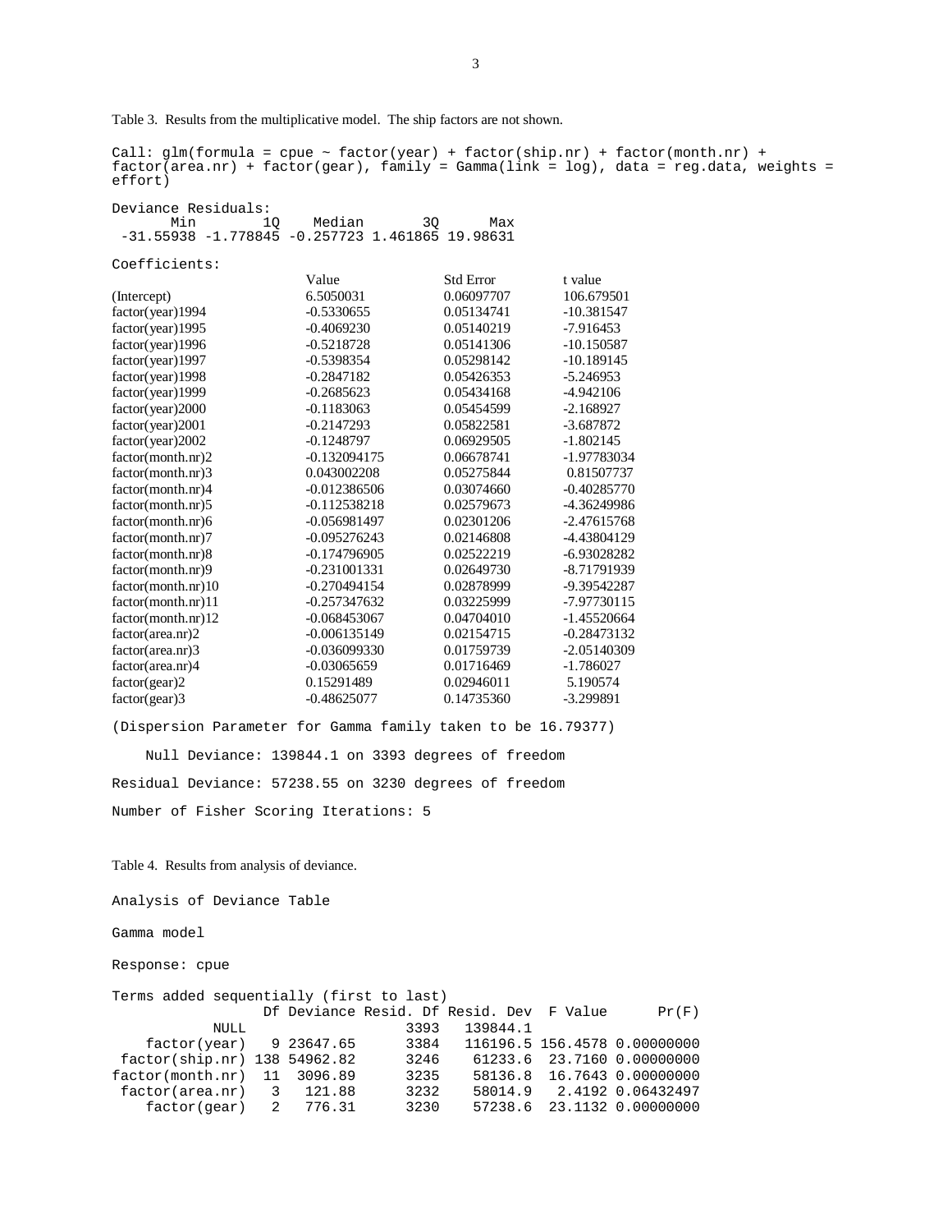Table 3. Results from the multiplicative model. The ship factors are not shown.

```
Call: glm(formula = cpue ~ factor(year) + factor(ship.nr) + factor(month.nr) +
factor(area.nr) + factor(gear), family = Gamma(link = log), data = reg.data, weights =
effort)

Deviance Residuals:
      Min        1Q    Median       3Q      Max
 -31.55938 -1.778845 -0.257723 1.461865 19.98631

Coefficients:
```

| | Value | Std Error | t value |
|---|---|---|---|
| (Intercept) | 6.5050031 | 0.06097707 | 106.679501 |
| factor(year)1994 | -0.5330655 | 0.05134741 | -10.381547 |
| factor(year)1995 | -0.4069230 | 0.05140219 | -7.916453 |
| factor(year)1996 | -0.5218728 | 0.05141306 | -10.150587 |
| factor(year)1997 | -0.5398354 | 0.05298142 | -10.189145 |
| factor(year)1998 | -0.2847182 | 0.05426353 | -5.246953 |
| factor(year)1999 | -0.2685623 | 0.05434168 | -4.942106 |
| factor(year)2000 | -0.1183063 | 0.05454599 | -2.168927 |
| factor(year)2001 | -0.2147293 | 0.05822581 | -3.687872 |
| factor(year)2002 | -0.1248797 | 0.06929505 | -1.802145 |
| factor(month.nr)2 | -0.132094175 | 0.06678741 | -1.97783034 |
| factor(month.nr)3 | 0.043002208 | 0.05275844 | 0.81507737 |
| factor(month.nr)4 | -0.012386506 | 0.03074660 | -0.40285770 |
| factor(month.nr)5 | -0.112538218 | 0.02579673 | -4.36249986 |
| factor(month.nr)6 | -0.056981497 | 0.02301206 | -2.47615768 |
| factor(month.nr)7 | -0.095276243 | 0.02146808 | -4.43804129 |
| factor(month.nr)8 | -0.174796905 | 0.02522219 | -6.93028282 |
| factor(month.nr)9 | -0.231001331 | 0.02649730 | -8.71791939 |
| factor(month.nr)10 | -0.270494154 | 0.02878999 | -9.39542287 |
| factor(month.nr)11 | -0.257347632 | 0.03225999 | -7.97730115 |
| factor(month.nr)12 | -0.068453067 | 0.04704010 | -1.45520664 |
| factor(area.nr)2 | -0.006135149 | 0.02154715 | -0.28473132 |
| factor(area.nr)3 | -0.036099330 | 0.01759739 | -2.05140309 |
| factor(area.nr)4 | -0.03065659 | 0.01716469 | -1.786027 |
| factor(gear)2 | 0.15291489 | 0.02946011 | 5.190574 |
| factor(gear)3 | -0.48625077 | 0.14735360 | -3.299891 |

```
(Dispersion Parameter for Gamma family taken to be 16.79377)

    Null Deviance: 139844.1 on 3393 degrees of freedom

Residual Deviance: 57238.55 on 3230 degrees of freedom

Number of Fisher Scoring Iterations: 5
```

Table 4. Results from analysis of deviance.

```
Analysis of Deviance Table

Gamma model

Response: cpue

Terms added sequentially (first to last)
                  Df Deviance Resid. Df Resid. Dev  F Value      Pr(F)
            NULL                   3393   139844.1
    factor(year)   9 23647.65      3384   116196.5 156.4578 0.00000000
 factor(ship.nr) 138 54962.82      3246    61233.6  23.7160 0.00000000
factor(month.nr)  11  3096.89      3235    58136.8  16.7643 0.00000000
 factor(area.nr)   3   121.88      3232    58014.9   2.4192 0.06432497
    factor(gear)   2   776.31      3230    57238.6  23.1132 0.00000000
```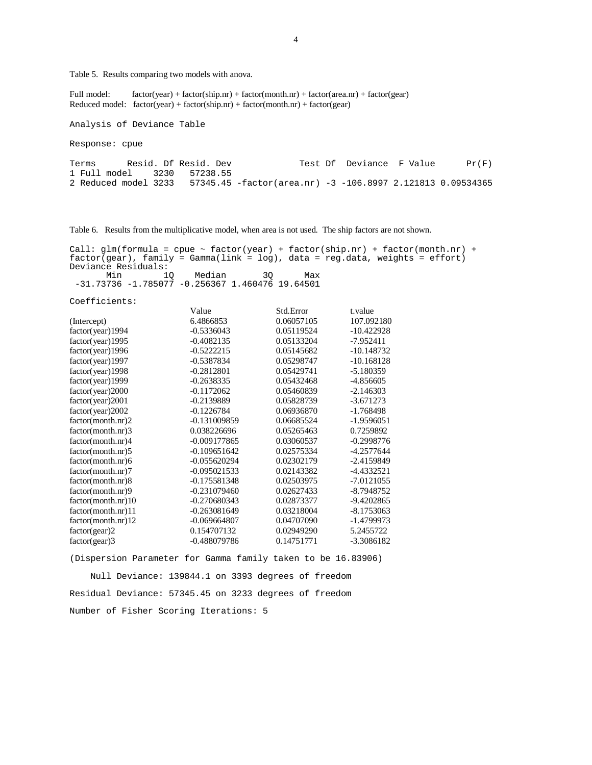Table 5. Results comparing two models with anova.

Full model: factor(year) + factor(ship.nr) + factor(month.nr) + factor(area.nr) + factor(gear)
Reduced model: factor(year) + factor(ship.nr) + factor(month.nr) + factor(gear)

```
Analysis of Deviance Table

Response: cpue

Terms      Resid. Df Resid. Dev            Test Df  Deviance  F Value      Pr(F)
1 Full model    3230   57238.55
2 Reduced model 3233   57345.45 -factor(area.nr) -3 -106.8997 2.121813 0.09534365
```

Table 6. Results from the multiplicative model, when area is not used. The ship factors are not shown.

```
Call: glm(formula = cpue ~ factor(year) + factor(ship.nr) + factor(month.nr) +
factor(gear), family = Gamma(link = log), data = reg.data, weights = effort)
Deviance Residuals:
       Min        1Q    Median       3Q      Max
 -31.73736 -1.785077 -0.256367 1.460476 19.64501

Coefficients:
```

| | Value | Std.Error | t.value |
|---|---|---|---|
| (Intercept) | 6.4866853 | 0.06057105 | 107.092180 |
| factor(year)1994 | -0.5336043 | 0.05119524 | -10.422928 |
| factor(year)1995 | -0.4082135 | 0.05133204 | -7.952411 |
| factor(year)1996 | -0.5222215 | 0.05145682 | -10.148732 |
| factor(year)1997 | -0.5387834 | 0.05298747 | -10.168128 |
| factor(year)1998 | -0.2812801 | 0.05429741 | -5.180359 |
| factor(year)1999 | -0.2638335 | 0.05432468 | -4.856605 |
| factor(year)2000 | -0.1172062 | 0.05460839 | -2.146303 |
| factor(year)2001 | -0.2139889 | 0.05828739 | -3.671273 |
| factor(year)2002 | -0.1226784 | 0.06936870 | -1.768498 |
| factor(month.nr)2 | -0.131009859 | 0.06685524 | -1.9596051 |
| factor(month.nr)3 | 0.038226696 | 0.05265463 | 0.7259892 |
| factor(month.nr)4 | -0.009177865 | 0.03060537 | -0.2998776 |
| factor(month.nr)5 | -0.109651642 | 0.02575334 | -4.2577644 |
| factor(month.nr)6 | -0.055620294 | 0.02302179 | -2.4159849 |
| factor(month.nr)7 | -0.095021533 | 0.02143382 | -4.4332521 |
| factor(month.nr)8 | -0.175581348 | 0.02503975 | -7.0121055 |
| factor(month.nr)9 | -0.231079460 | 0.02627433 | -8.7948752 |
| factor(month.nr)10 | -0.270680343 | 0.02873377 | -9.4202865 |
| factor(month.nr)11 | -0.263081649 | 0.03218004 | -8.1753063 |
| factor(month.nr)12 | -0.069664807 | 0.04707090 | -1.4799973 |
| factor(gear)2 | 0.154707132 | 0.02949290 | 5.2455722 |
| factor(gear)3 | -0.488079786 | 0.14751771 | -3.3086182 |

```
(Dispersion Parameter for Gamma family taken to be 16.83906)

    Null Deviance: 139844.1 on 3393 degrees of freedom

Residual Deviance: 57345.45 on 3233 degrees of freedom

Number of Fisher Scoring Iterations: 5
```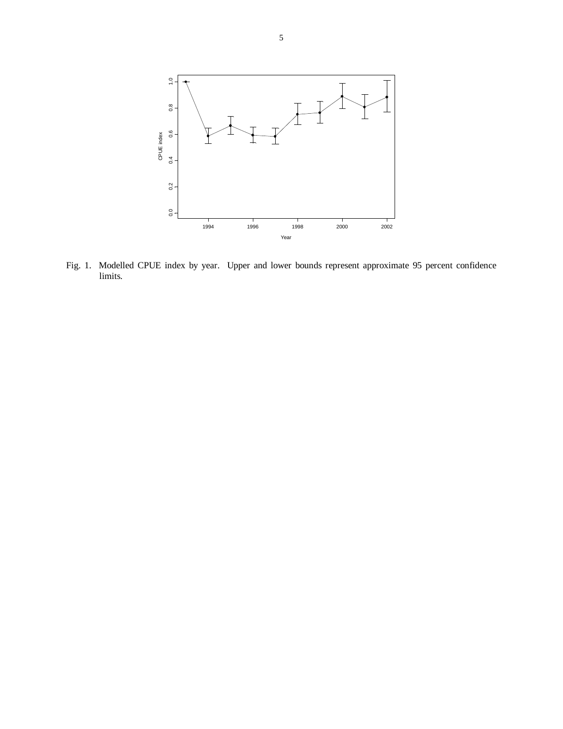CPUE index

1.0

0.8

0.6

0.4

0.2

0.0

1994

1996

1998

2000

2002

Year

Fig. 1. Modelled CPUE index by year. Upper and lower bounds represent approximate 95 percent confidence limits.